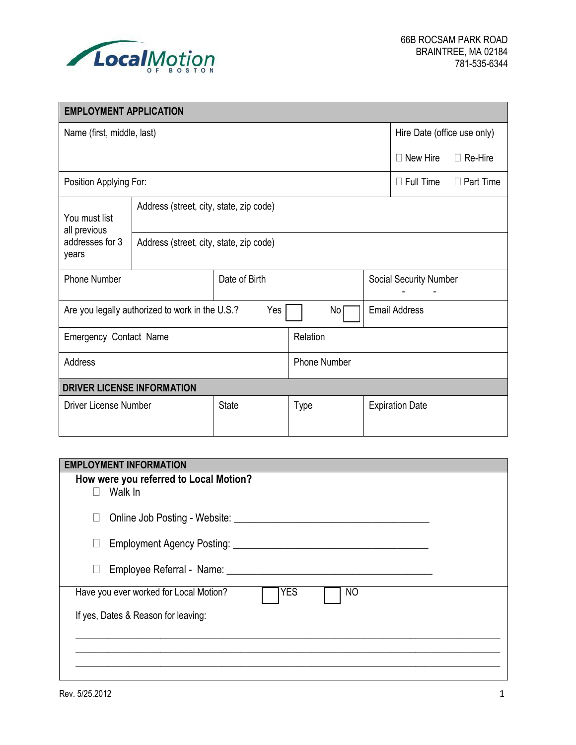LocalMotion OF BOSTON

66B ROCSAM PARK ROAD
BRAINTREE, MA 02184
781-535-6344

## EMPLOYMENT APPLICATION

| Name (first, middle, last) | | | Hire Date (office use only)<br>☐ New Hire ☐ Re-Hire |
|---|---|---|---|
| Position Applying For: | | | ☐ Full Time ☐ Part Time |
| You must list all previous addresses for 3 years | Address (street, city, state, zip code) | | |
| | Address (street, city, state, zip code) | | |
| Phone Number | Date of Birth | | Social Security Number<br>- - |
| Are you legally authorized to work in the U.S.? Yes ☐ No ☐ | | | Email Address |
| Emergency Contact Name | | Relation | |
| Address | | Phone Number | |

## DRIVER LICENSE INFORMATION

| Driver License Number | State | Type | Expiration Date |
|---|---|---|---|
| | | | |

## EMPLOYMENT INFORMATION

**How were you referred to Local Motion?**

- ☐ Walk In
- ☐ Online Job Posting - Website: ____________________________________
- ☐ Employment Agency Posting: ____________________________________
- ☐ Employee Referral - Name: ____________________________________

Have you ever worked for Local Motion? ☐ YES ☐ NO

If yes, Dates & Reason for leaving:

______________________________________________________________________________

______________________________________________________________________________

______________________________________________________________________________

Rev. 5/25.2012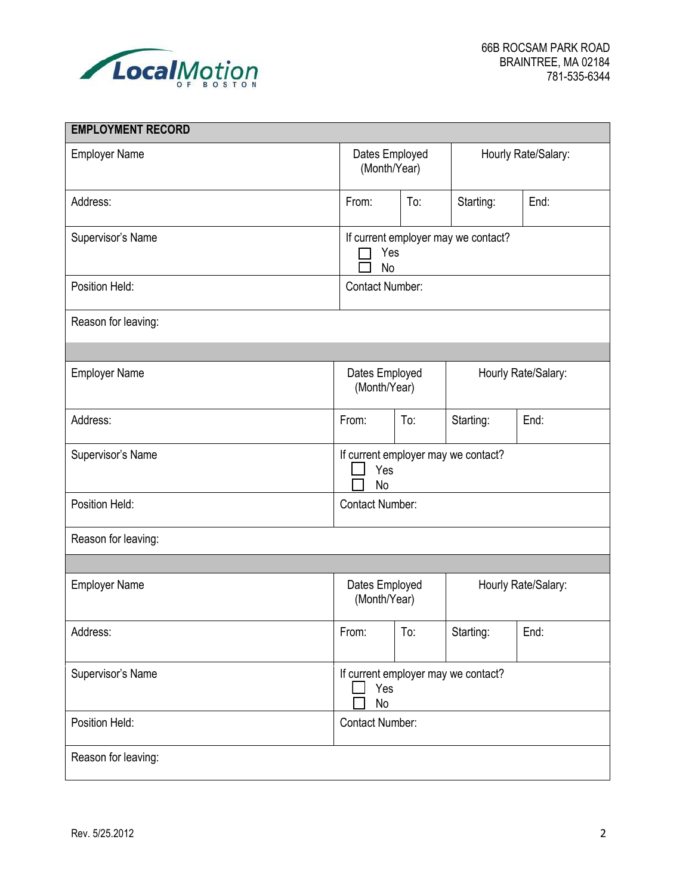66B ROCSAM PARK ROAD
BRAINTREE, MA 02184
781-535-6344

## EMPLOYMENT RECORD

| Employer Name | Dates Employed (Month/Year) | | Hourly Rate/Salary: | |
|---|---|---|---|---|
| Address: | From: | To: | Starting: | End: |
| Supervisor's Name | If current employer may we contact? ☐ Yes ☐ No | | | |
| Position Held: | Contact Number: | | | |
| Reason for leaving: | | | | |

| Employer Name | Dates Employed (Month/Year) | | Hourly Rate/Salary: | |
|---|---|---|---|---|
| Address: | From: | To: | Starting: | End: |
| Supervisor's Name | If current employer may we contact? ☐ Yes ☐ No | | | |
| Position Held: | Contact Number: | | | |
| Reason for leaving: | | | | |

| Employer Name | Dates Employed (Month/Year) | | Hourly Rate/Salary: | |
|---|---|---|---|---|
| Address: | From: | To: | Starting: | End: |
| Supervisor's Name | If current employer may we contact? ☐ Yes ☐ No | | | |
| Position Held: | Contact Number: | | | |
| Reason for leaving: | | | | |

Rev. 5/25.2012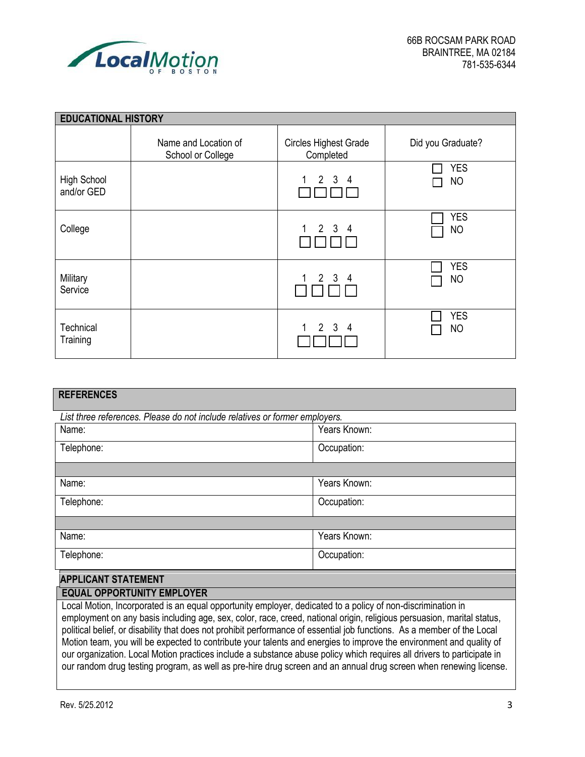LocalMotion OF BOSTON

66B ROCSAM PARK ROAD
BRAINTREE, MA 02184
781-535-6344

## EDUCATIONAL HISTORY

| | Name and Location of School or College | Circles Highest Grade Completed | Did you Graduate? |
|---|---|---|---|
| High School and/or GED | | 1 ☐ 2 ☐ 3 ☐ 4 ☐ | ☐ YES ☐ NO |
| College | | 1 ☐ 2 ☐ 3 ☐ 4 ☐ | ☐ YES ☐ NO |
| Military Service | | 1 ☐ 2 ☐ 3 ☐ 4 ☐ | ☐ YES ☐ NO |
| Technical Training | | 1 ☐ 2 ☐ 3 ☐ 4 ☐ | ☐ YES ☐ NO |

## REFERENCES

*List three references. Please do not include relatives or former employers.*

| | |
|---|---|
| Name: | Years Known: |
| Telephone: | Occupation: |
| | |
| Name: | Years Known: |
| Telephone: | Occupation: |
| | |
| Name: | Years Known: |
| Telephone: | Occupation: |

## APPLICANT STATEMENT

### EQUAL OPPORTUNITY EMPLOYER

Local Motion, Incorporated is an equal opportunity employer, dedicated to a policy of non-discrimination in employment on any basis including age, sex, color, race, creed, national origin, religious persuasion, marital status, political belief, or disability that does not prohibit performance of essential job functions. As a member of the Local Motion team, you will be expected to contribute your talents and energies to improve the environment and quality of our organization. Local Motion practices include a substance abuse policy which requires all drivers to participate in our random drug testing program, as well as pre-hire drug screen and an annual drug screen when renewing license.

Rev. 5/25.2012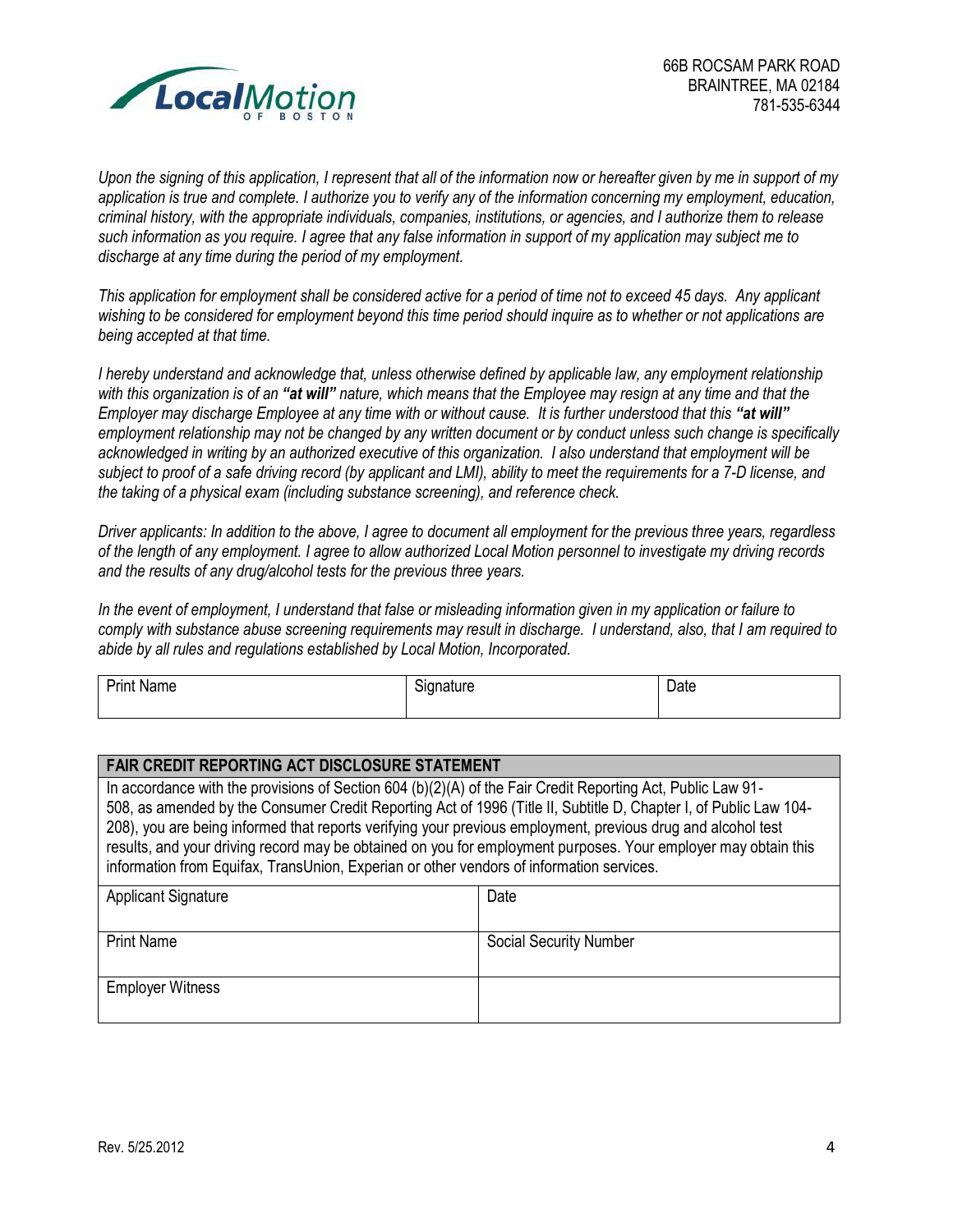66B ROCSAM PARK ROAD
BRAINTREE, MA 02184
781-535-6344

*Upon the signing of this application, I represent that all of the information now or hereafter given by me in support of my application is true and complete. I authorize you to verify any of the information concerning my employment, education, criminal history, with the appropriate individuals, companies, institutions, or agencies, and I authorize them to release such information as you require. I agree that any false information in support of my application may subject me to discharge at any time during the period of my employment.*

*This application for employment shall be considered active for a period of time not to exceed 45 days. Any applicant wishing to be considered for employment beyond this time period should inquire as to whether or not applications are being accepted at that time.*

*I hereby understand and acknowledge that, unless otherwise defined by applicable law, any employment relationship with this organization is of an **"at will"** nature, which means that the Employee may resign at any time and that the Employer may discharge Employee at any time with or without cause. It is further understood that this **"at will"** employment relationship may not be changed by any written document or by conduct unless such change is specifically acknowledged in writing by an authorized executive of this organization. I also understand that employment will be subject to proof of a safe driving record (by applicant and LMI), ability to meet the requirements for a 7-D license, and the taking of a physical exam (including substance screening), and reference check.*

*Driver applicants: In addition to the above, I agree to document all employment for the previous three years, regardless of the length of any employment. I agree to allow authorized Local Motion personnel to investigate my driving records and the results of any drug/alcohol tests for the previous three years.*

*In the event of employment, I understand that false or misleading information given in my application or failure to comply with substance abuse screening requirements may result in discharge. I understand, also, that I am required to abide by all rules and regulations established by Local Motion, Incorporated.*

| Print Name | Signature | Date |
|---|---|---|
| | | |

| **FAIR CREDIT REPORTING ACT DISCLOSURE STATEMENT** | |
|---|---|
| In accordance with the provisions of Section 604 (b)(2)(A) of the Fair Credit Reporting Act, Public Law 91-508, as amended by the Consumer Credit Reporting Act of 1996 (Title II, Subtitle D, Chapter I, of Public Law 104-208), you are being informed that reports verifying your previous employment, previous drug and alcohol test results, and your driving record may be obtained on you for employment purposes. Your employer may obtain this information from Equifax, TransUnion, Experian or other vendors of information services. | |
| Applicant Signature | Date |
| Print Name | Social Security Number |
| Employer Witness | |

Rev. 5/25.2012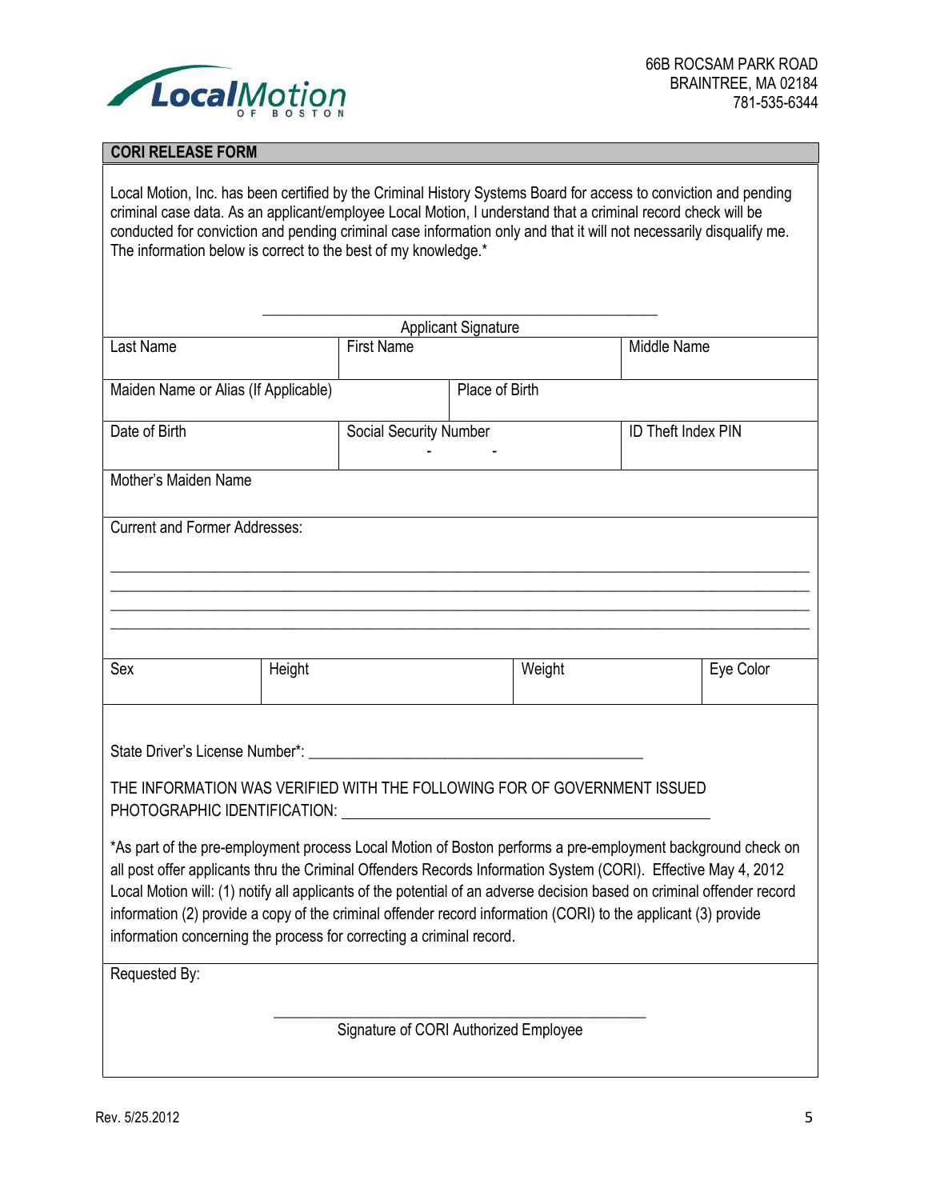LocalMotion OF BOSTON

66B ROCSAM PARK ROAD
BRAINTREE, MA 02184
781-535-6344

## CORI RELEASE FORM

Local Motion, Inc. has been certified by the Criminal History Systems Board for access to conviction and pending criminal case data. As an applicant/employee Local Motion, I understand that a criminal record check will be conducted for conviction and pending criminal case information only and that it will not necessarily disqualify me. The information below is correct to the best of my knowledge.*

\_\_\_\_\_\_\_\_\_\_\_\_\_\_\_\_\_\_\_\_\_\_\_\_\_\_\_\_\_\_\_\_\_\_\_\_\_\_\_\_\_\_\_\_\_\_
Applicant Signature

| Last Name | First Name | Middle Name |
|---|---|---|
| | | |

| Maiden Name or Alias (If Applicable) | Place of Birth |
|---|---|
| | |

| Date of Birth | Social Security Number | ID Theft Index PIN |
|---|---|---|
| | - - | |

Mother's Maiden Name

Current and Former Addresses:

\_\_\_\_\_\_\_\_\_\_\_\_\_\_\_\_\_\_\_\_\_\_\_\_\_\_\_\_\_\_\_\_\_\_\_\_\_\_\_\_\_\_\_\_\_\_\_\_\_\_\_\_\_\_\_\_\_\_\_\_\_\_\_\_\_\_\_\_\_\_
\_\_\_\_\_\_\_\_\_\_\_\_\_\_\_\_\_\_\_\_\_\_\_\_\_\_\_\_\_\_\_\_\_\_\_\_\_\_\_\_\_\_\_\_\_\_\_\_\_\_\_\_\_\_\_\_\_\_\_\_\_\_\_\_\_\_\_\_\_\_
\_\_\_\_\_\_\_\_\_\_\_\_\_\_\_\_\_\_\_\_\_\_\_\_\_\_\_\_\_\_\_\_\_\_\_\_\_\_\_\_\_\_\_\_\_\_\_\_\_\_\_\_\_\_\_\_\_\_\_\_\_\_\_\_\_\_\_\_\_\_
\_\_\_\_\_\_\_\_\_\_\_\_\_\_\_\_\_\_\_\_\_\_\_\_\_\_\_\_\_\_\_\_\_\_\_\_\_\_\_\_\_\_\_\_\_\_\_\_\_\_\_\_\_\_\_\_\_\_\_\_\_\_\_\_\_\_\_\_\_\_

| Sex | Height | Weight | Eye Color |
|---|---|---|---|
| | | | |

State Driver's License Number*: \_\_\_\_\_\_\_\_\_\_\_\_\_\_\_\_\_\_\_\_\_\_\_\_\_\_\_\_\_\_\_\_\_\_\_\_\_\_\_\_\_\_\_\_

THE INFORMATION WAS VERIFIED WITH THE FOLLOWING FOR OF GOVERNMENT ISSUED PHOTOGRAPHIC IDENTIFICATION: \_\_\_\_\_\_\_\_\_\_\_\_\_\_\_\_\_\_\_\_\_\_\_\_\_\_\_\_\_\_\_\_\_\_\_\_\_\_\_\_\_\_\_\_\_\_

*As part of the pre-employment process Local Motion of Boston performs a pre-employment background check on all post offer applicants thru the Criminal Offenders Records Information System (CORI). Effective May 4, 2012 Local Motion will: (1) notify all applicants of the potential of an adverse decision based on criminal offender record information (2) provide a copy of the criminal offender record information (CORI) to the applicant (3) provide information concerning the process for correcting a criminal record.

Requested By:

\_\_\_\_\_\_\_\_\_\_\_\_\_\_\_\_\_\_\_\_\_\_\_\_\_\_\_\_\_\_\_\_\_\_\_\_\_\_\_\_\_\_\_\_\_\_
Signature of CORI Authorized Employee

Rev. 5/25.2012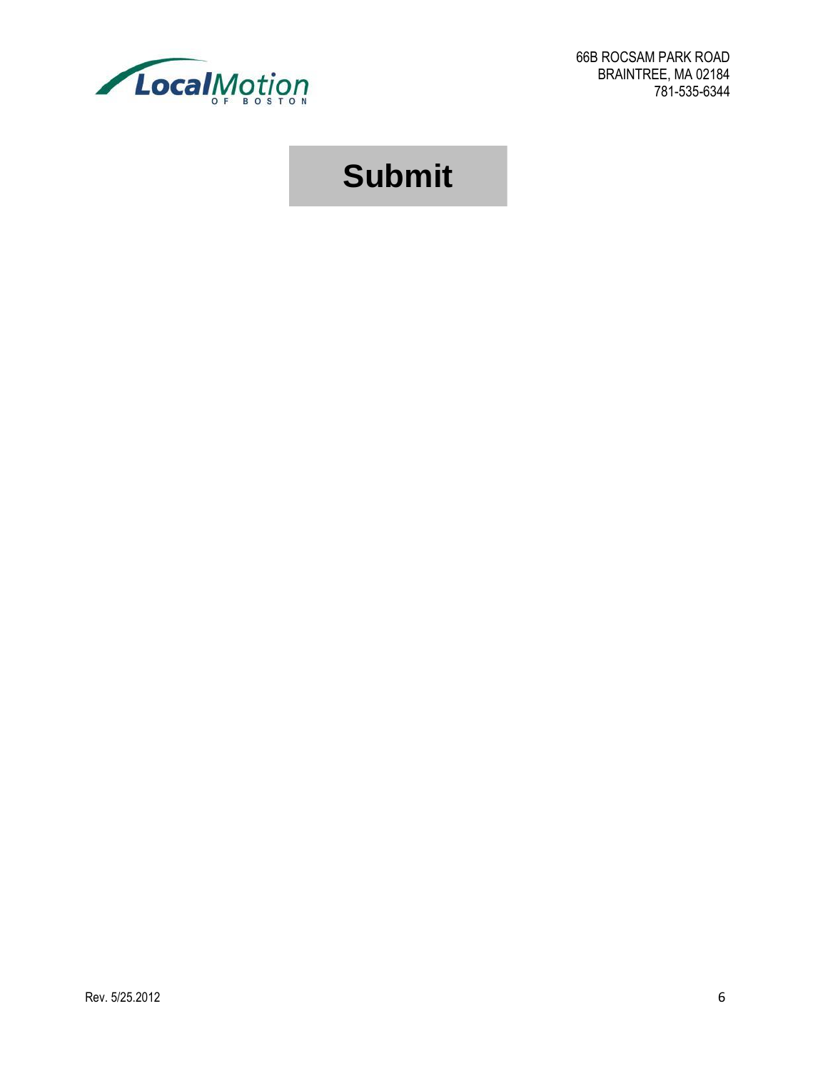66B ROCSAM PARK ROAD
BRAINTREE, MA 02184
781-535-6344

**Submit**

Rev. 5/25.2012